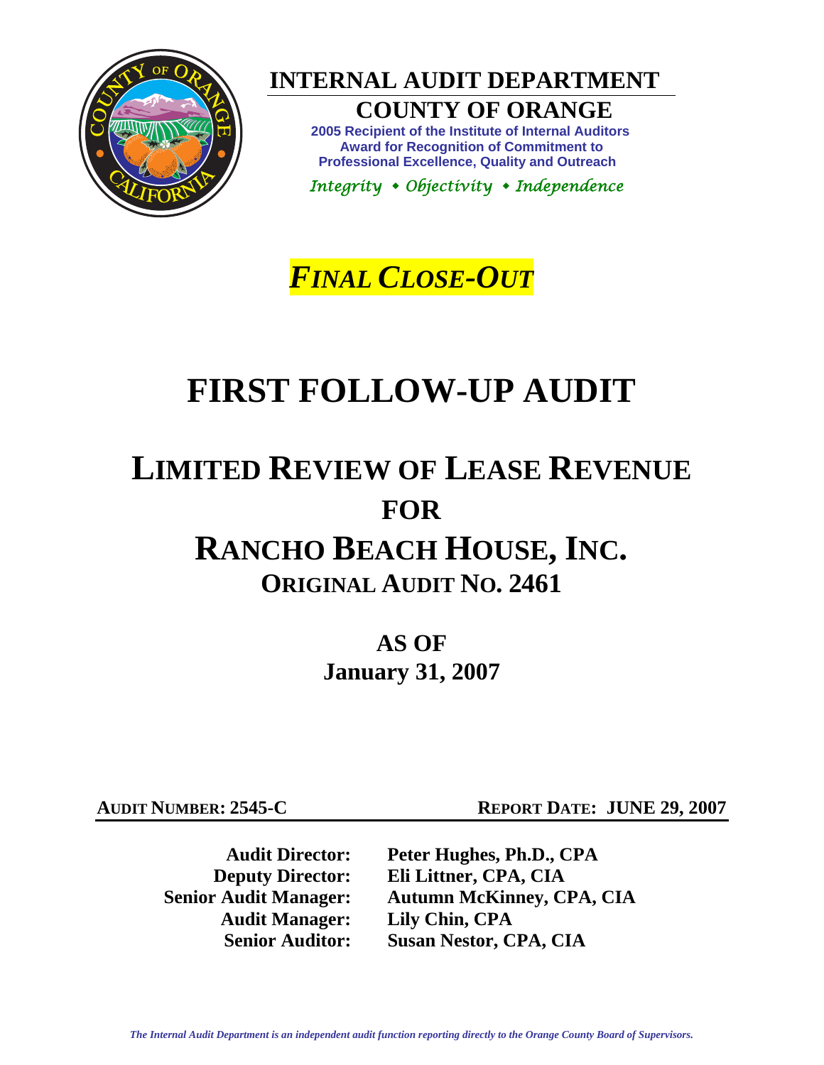# INTERNAL AUDIT DEPARTMENT

## COUNTY OF ORANGE

**2005 Recipient of the Institute of Internal Auditors Award for Recognition of Commitment to Professional Excellence, Quality and Outreach**

*Integrity ⬩ Objectivity ⬩ Independence*

***FINAL CLOSE-OUT***

# FIRST FOLLOW-UP AUDIT

# LIMITED REVIEW OF LEASE REVENUE FOR RANCHO BEACH HOUSE, INC.

## ORIGINAL AUDIT NO. 2461

## AS OF January 31, 2007

**AUDIT NUMBER: 2545-C** **REPORT DATE: JUNE 29, 2007**

**Audit Director:** Peter Hughes, Ph.D., CPA
**Deputy Director:** Eli Littner, CPA, CIA
**Senior Audit Manager:** Autumn McKinney, CPA, CIA
**Audit Manager:** Lily Chin, CPA
**Senior Auditor:** Susan Nestor, CPA, CIA

*The Internal Audit Department is an independent audit function reporting directly to the Orange County Board of Supervisors.*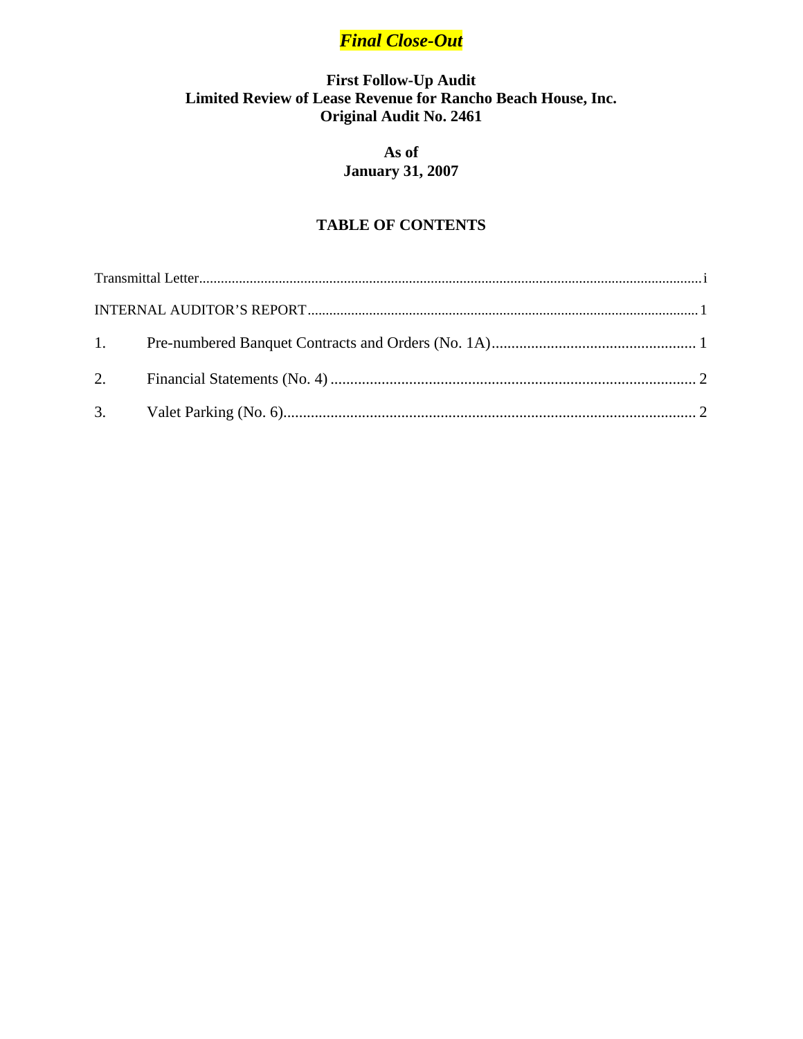***Final Close-Out***

**First Follow-Up Audit**
**Limited Review of Lease Revenue for Rancho Beach House, Inc.**
**Original Audit No. 2461**

**As of**
**January 31, 2007**

## TABLE OF CONTENTS

Transmittal Letter .......... i

INTERNAL AUDITOR'S REPORT .......... 1

1. Pre-numbered Banquet Contracts and Orders (No. 1A) .......... 1
2. Financial Statements (No. 4) .......... 2
3. Valet Parking (No. 6) .......... 2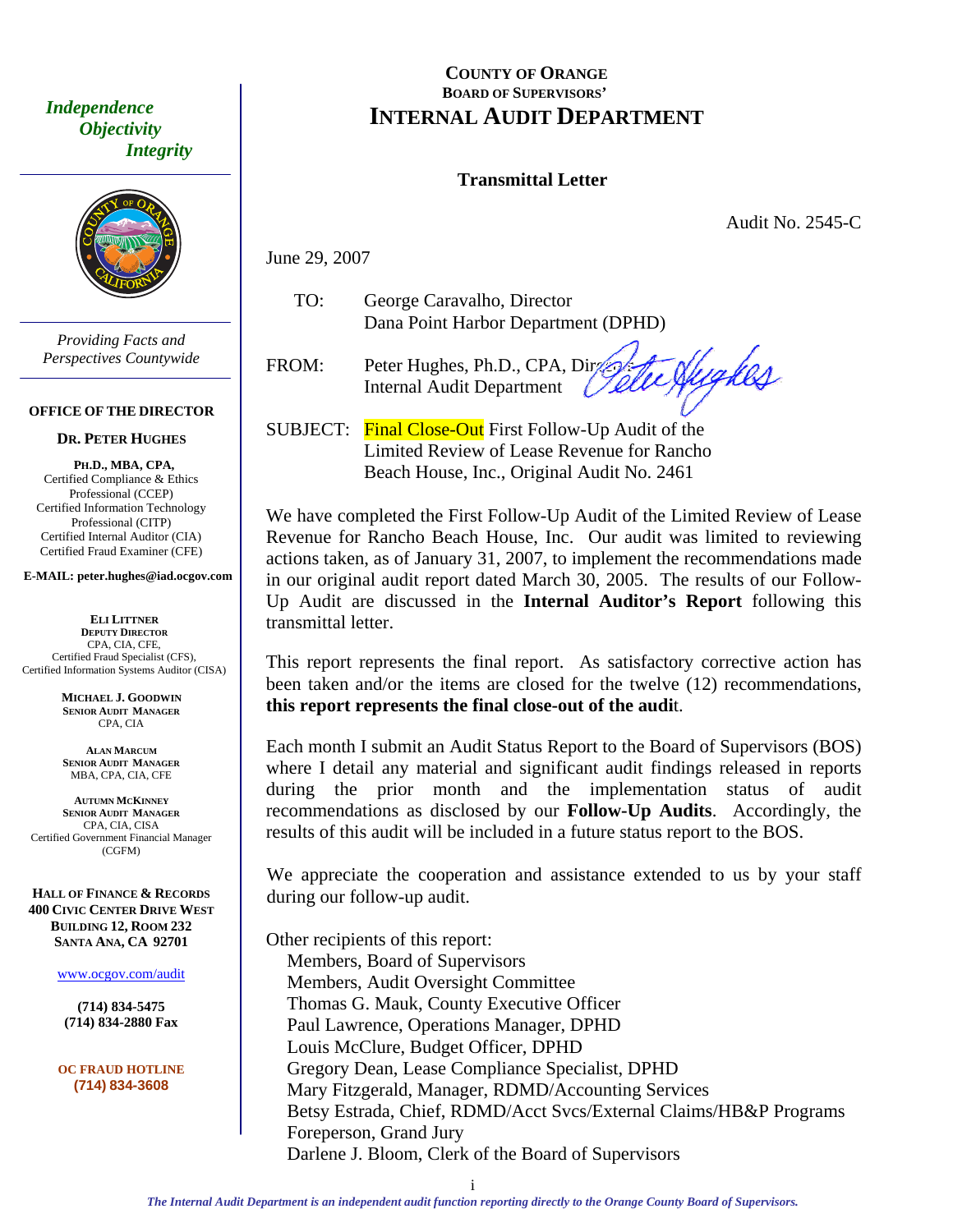# COUNTY OF ORANGE
## BOARD OF SUPERVISORS' INTERNAL AUDIT DEPARTMENT

*Independence*
*Objectivity*
*Integrity*

*Providing Facts and Perspectives Countywide*

**OFFICE OF THE DIRECTOR**

**DR. PETER HUGHES**

**PH.D., MBA, CPA,**
Certified Compliance & Ethics Professional (CCEP)
Certified Information Technology Professional (CITP)
Certified Internal Auditor (CIA)
Certified Fraud Examiner (CFE)

**E-MAIL: peter.hughes@iad.ocgov.com**

**ELI LITTNER**
**DEPUTY DIRECTOR**
CPA, CIA, CFE,
Certified Fraud Specialist (CFS),
Certified Information Systems Auditor (CISA)

**MICHAEL J. GOODWIN**
**SENIOR AUDIT MANAGER**
CPA, CIA

**ALAN MARCUM**
**SENIOR AUDIT MANAGER**
MBA, CPA, CIA, CFE

**AUTUMN MCKINNEY**
**SENIOR AUDIT MANAGER**
CPA, CIA, CISA
Certified Government Financial Manager (CGFM)

**HALL OF FINANCE & RECORDS**
**400 CIVIC CENTER DRIVE WEST**
**BUILDING 12, ROOM 232**
**SANTA ANA, CA 92701**

www.ocgov.com/audit

**(714) 834-5475**
**(714) 834-2880 Fax**

**OC FRAUD HOTLINE**
**(714) 834-3608**

### Transmittal Letter

Audit No. 2545-C

June 29, 2007

TO: George Caravalho, Director
Dana Point Harbor Department (DPHD)

FROM: Peter Hughes, Ph.D., CPA, Director
Internal Audit Department

SUBJECT: Final Close-Out First Follow-Up Audit of the Limited Review of Lease Revenue for Rancho Beach House, Inc., Original Audit No. 2461

We have completed the First Follow-Up Audit of the Limited Review of Lease Revenue for Rancho Beach House, Inc. Our audit was limited to reviewing actions taken, as of January 31, 2007, to implement the recommendations made in our original audit report dated March 30, 2005. The results of our Follow-Up Audit are discussed in the **Internal Auditor's Report** following this transmittal letter.

This report represents the final report. As satisfactory corrective action has been taken and/or the items are closed for the twelve (12) recommendations, **this report represents the final close-out of the audit**.

Each month I submit an Audit Status Report to the Board of Supervisors (BOS) where I detail any material and significant audit findings released in reports during the prior month and the implementation status of audit recommendations as disclosed by our **Follow-Up Audits**. Accordingly, the results of this audit will be included in a future status report to the BOS.

We appreciate the cooperation and assistance extended to us by your staff during our follow-up audit.

Other recipients of this report:
- Members, Board of Supervisors
- Members, Audit Oversight Committee
- Thomas G. Mauk, County Executive Officer
- Paul Lawrence, Operations Manager, DPHD
- Louis McClure, Budget Officer, DPHD
- Gregory Dean, Lease Compliance Specialist, DPHD
- Mary Fitzgerald, Manager, RDMD/Accounting Services
- Betsy Estrada, Chief, RDMD/Acct Svcs/External Claims/HB&P Programs
- Foreperson, Grand Jury
- Darlene J. Bloom, Clerk of the Board of Supervisors

*The Internal Audit Department is an independent audit function reporting directly to the Orange County Board of Supervisors.*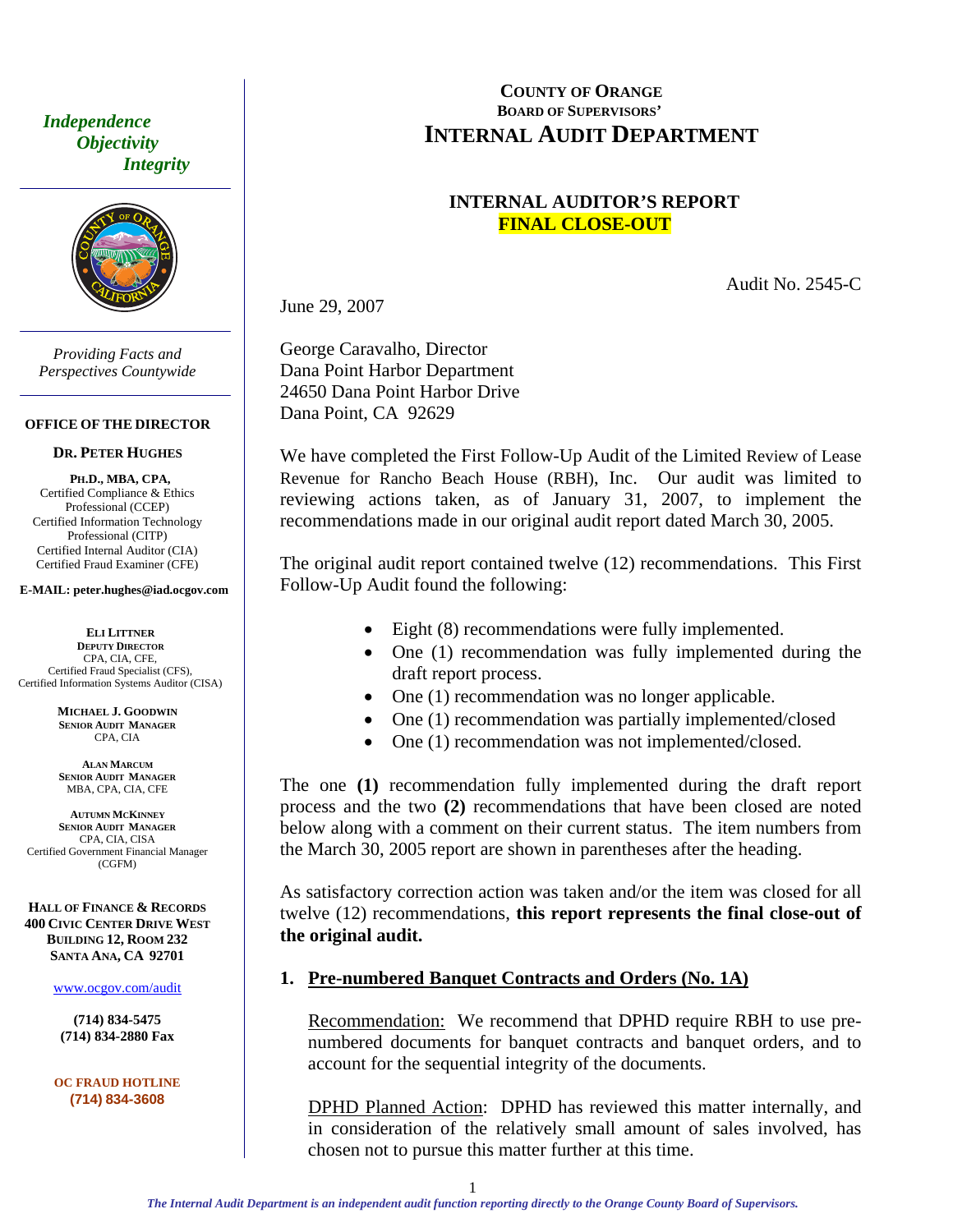*Independence*
*Objectivity*
*Integrity*

*Providing Facts and Perspectives Countywide*

**OFFICE OF THE DIRECTOR**

**DR. PETER HUGHES**

**PH.D., MBA, CPA,**
Certified Compliance & Ethics Professional (CCEP)
Certified Information Technology Professional (CITP)
Certified Internal Auditor (CIA)
Certified Fraud Examiner (CFE)

**E-MAIL: peter.hughes@iad.ocgov.com**

**ELI LITTNER**
**DEPUTY DIRECTOR**
CPA, CIA, CFE,
Certified Fraud Specialist (CFS),
Certified Information Systems Auditor (CISA)

**MICHAEL J. GOODWIN**
**SENIOR AUDIT MANAGER**
CPA, CIA

**ALAN MARCUM**
**SENIOR AUDIT MANAGER**
MBA, CPA, CIA, CFE

**AUTUMN MCKINNEY**
**SENIOR AUDIT MANAGER**
CPA, CIA, CISA
Certified Government Financial Manager (CGFM)

**HALL OF FINANCE & RECORDS**
**400 CIVIC CENTER DRIVE WEST**
**BUILDING 12, ROOM 232**
**SANTA ANA, CA 92701**

www.ocgov.com/audit

**(714) 834-5475**
**(714) 834-2880 Fax**

**OC FRAUD HOTLINE**
**(714) 834-3608**

# COUNTY OF ORANGE
## BOARD OF SUPERVISORS'
# INTERNAL AUDIT DEPARTMENT

## INTERNAL AUDITOR'S REPORT
## FINAL CLOSE-OUT

Audit No. 2545-C

June 29, 2007

George Caravalho, Director
Dana Point Harbor Department
24650 Dana Point Harbor Drive
Dana Point, CA 92629

We have completed the First Follow-Up Audit of the Limited Review of Lease Revenue for Rancho Beach House (RBH), Inc. Our audit was limited to reviewing actions taken, as of January 31, 2007, to implement the recommendations made in our original audit report dated March 30, 2005.

The original audit report contained twelve (12) recommendations. This First Follow-Up Audit found the following:

- Eight (8) recommendations were fully implemented.
- One (1) recommendation was fully implemented during the draft report process.
- One (1) recommendation was no longer applicable.
- One (1) recommendation was partially implemented/closed
- One (1) recommendation was not implemented/closed.

The one **(1)** recommendation fully implemented during the draft report process and the two **(2)** recommendations that have been closed are noted below along with a comment on their current status. The item numbers from the March 30, 2005 report are shown in parentheses after the heading.

As satisfactory correction action was taken and/or the item was closed for all twelve (12) recommendations, **this report represents the final close-out of the original audit.**

**1. <u>Pre-numbered Banquet Contracts and Orders (No. 1A)</u>**

<u>Recommendation:</u> We recommend that DPHD require RBH to use pre-numbered documents for banquet contracts and banquet orders, and to account for the sequential integrity of the documents.

<u>DPHD Planned Action</u>: DPHD has reviewed this matter internally, and in consideration of the relatively small amount of sales involved, has chosen not to pursue this matter further at this time.

*The Internal Audit Department is an independent audit function reporting directly to the Orange County Board of Supervisors.*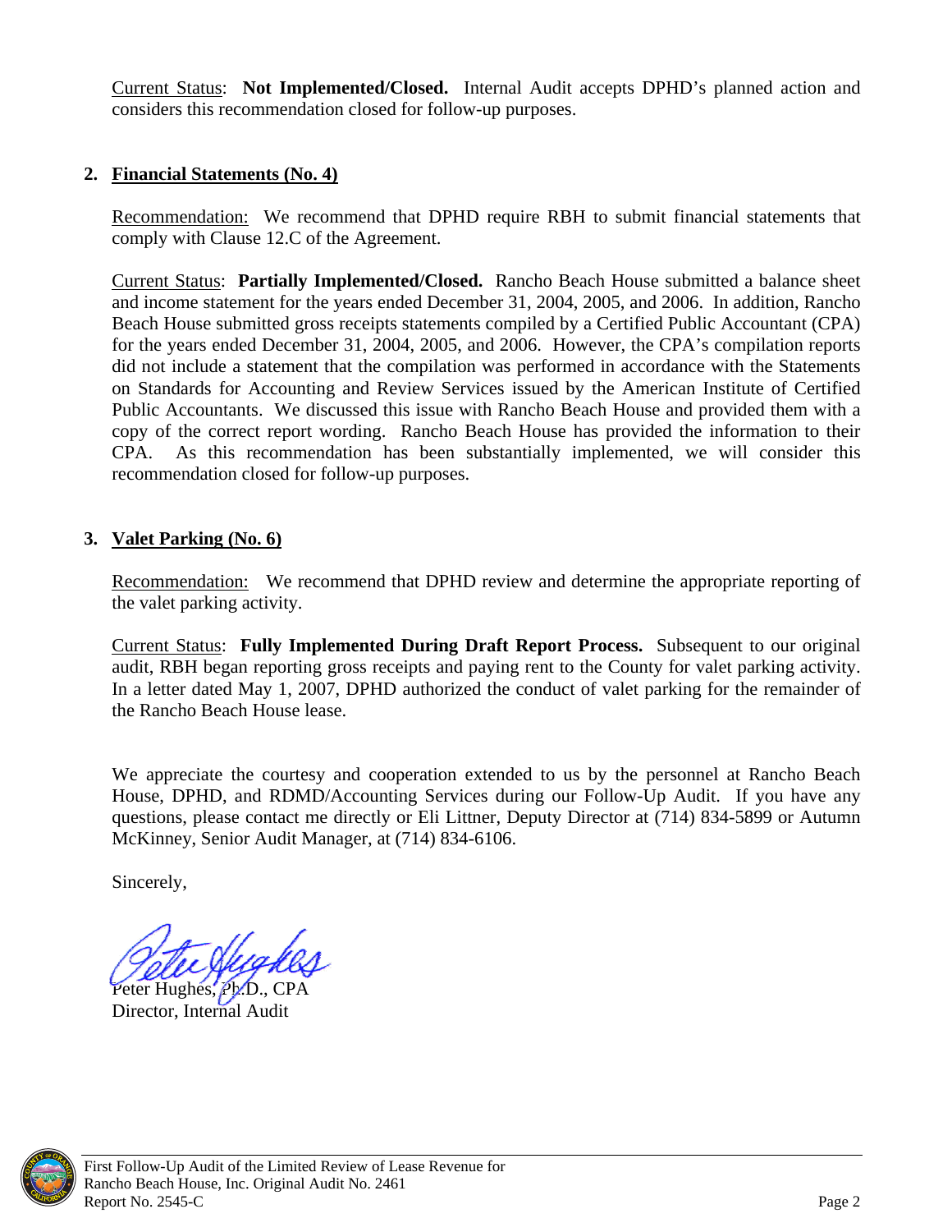Current Status: **Not Implemented/Closed.** Internal Audit accepts DPHD's planned action and considers this recommendation closed for follow-up purposes.

2. **Financial Statements (No. 4)**

Recommendation: We recommend that DPHD require RBH to submit financial statements that comply with Clause 12.C of the Agreement.

Current Status: **Partially Implemented/Closed.** Rancho Beach House submitted a balance sheet and income statement for the years ended December 31, 2004, 2005, and 2006. In addition, Rancho Beach House submitted gross receipts statements compiled by a Certified Public Accountant (CPA) for the years ended December 31, 2004, 2005, and 2006. However, the CPA's compilation reports did not include a statement that the compilation was performed in accordance with the Statements on Standards for Accounting and Review Services issued by the American Institute of Certified Public Accountants. We discussed this issue with Rancho Beach House and provided them with a copy of the correct report wording. Rancho Beach House has provided the information to their CPA. As this recommendation has been substantially implemented, we will consider this recommendation closed for follow-up purposes.

3. **Valet Parking (No. 6)**

Recommendation: We recommend that DPHD review and determine the appropriate reporting of the valet parking activity.

Current Status: **Fully Implemented During Draft Report Process.** Subsequent to our original audit, RBH began reporting gross receipts and paying rent to the County for valet parking activity. In a letter dated May 1, 2007, DPHD authorized the conduct of valet parking for the remainder of the Rancho Beach House lease.

We appreciate the courtesy and cooperation extended to us by the personnel at Rancho Beach House, DPHD, and RDMD/Accounting Services during our Follow-Up Audit. If you have any questions, please contact me directly or Eli Littner, Deputy Director at (714) 834-5899 or Autumn McKinney, Senior Audit Manager, at (714) 834-6106.

Sincerely,

Peter Hughes, Ph.D., CPA
Director, Internal Audit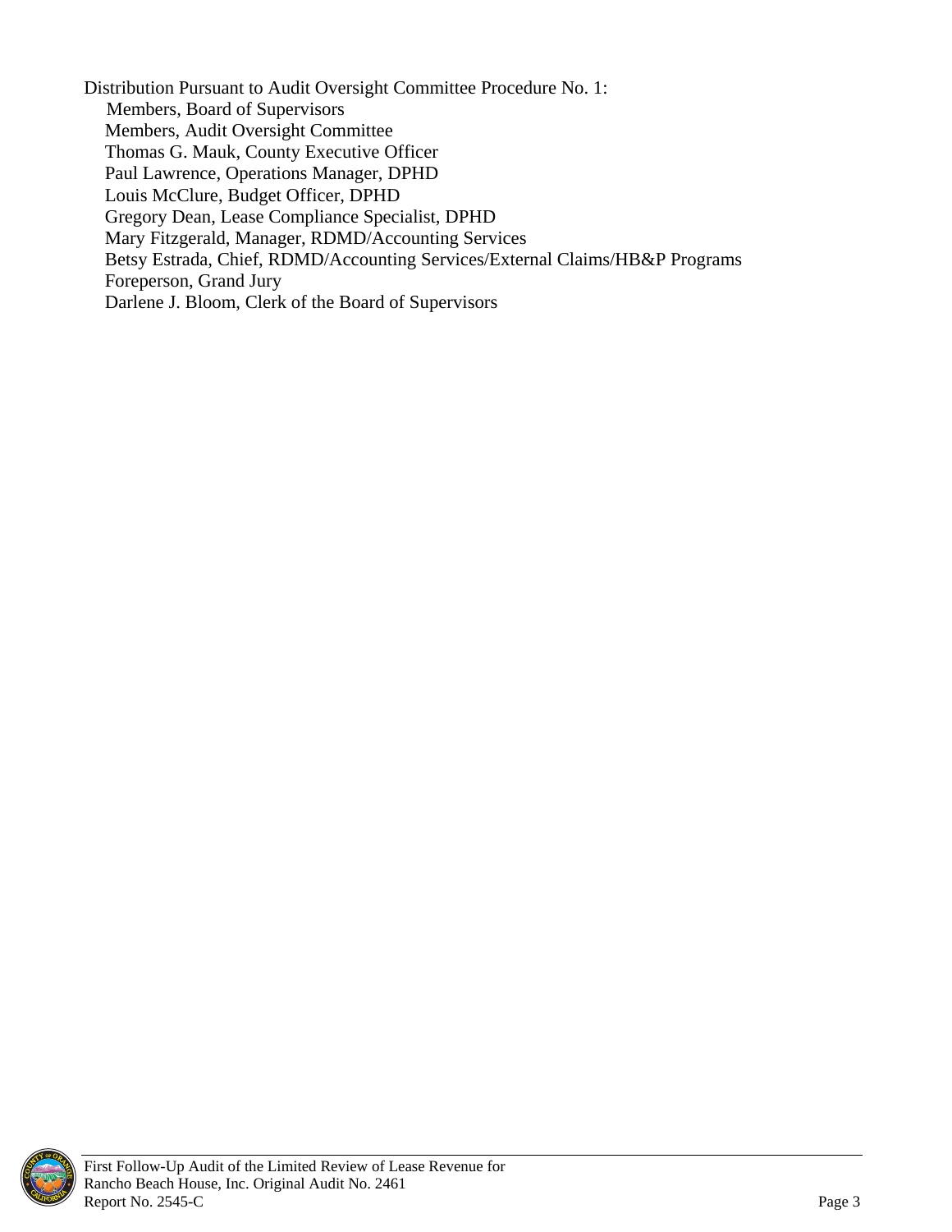Distribution Pursuant to Audit Oversight Committee Procedure No. 1:

- Members, Board of Supervisors
- Members, Audit Oversight Committee
- Thomas G. Mauk, County Executive Officer
- Paul Lawrence, Operations Manager, DPHD
- Louis McClure, Budget Officer, DPHD
- Gregory Dean, Lease Compliance Specialist, DPHD
- Mary Fitzgerald, Manager, RDMD/Accounting Services
- Betsy Estrada, Chief, RDMD/Accounting Services/External Claims/HB&P Programs
- Foreperson, Grand Jury
- Darlene J. Bloom, Clerk of the Board of Supervisors